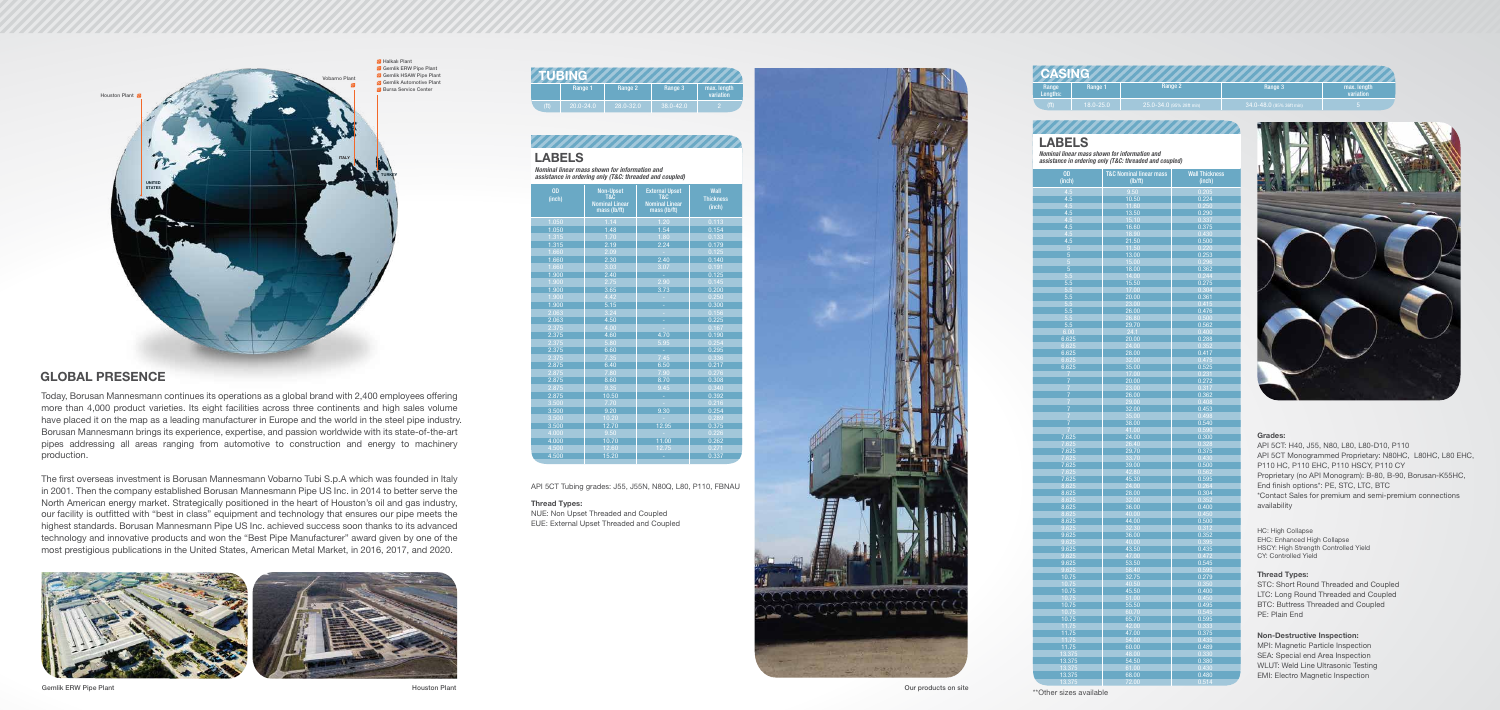## GLOBAL PRESENCE

Today, Borusan Mannesmann continues its operations as a global brand with 2,400 employees offering more than 4,000 product varieties. Its eight facilities across three continents and high sales volume have placed it on the map as a leading manufacturer in Europe and the world in the steel pipe industry. Borusan Mannesmann brings its experience, expertise, and passion worldwide with its state-of-the-art pipes addressing all areas ranging from automotive to construction and energy to machinery production.

The first overseas investment is Borusan Mannesmann Vobarno Tubi S.p.A which was founded in Italy in 2001. Then the company established Borusan Mannesmann Pipe US Inc. in 2014 to better serve the North American energy market. Strategically positioned in the heart of Houston's oil and gas industry, our facility is outfitted with "best in class" equipment and technology that ensures our pipe meets the highest standards. Borusan Mannesmann Pipe US Inc. achieved success soon thanks to its advanced technology and innovative products and won the "Best Pipe Manufacturer" award given by one of the most prestigious publications in the United States, American Metal Market, in 2016, 2017, and 2020.

Halkalı Plant
Gemlik ERW Pipe Plant
Gemlik HSAW Pipe Plant
Gemlik Automotive Plant
Bursa Service Center
Vobarno Plant
Houston Plant

Gemlik ERW Pipe Plant

Houston Plant

## TUBING

| | Range 1 | Range 2 | Range 3 | max. length variation |
|---|---|---|---|---|
| (ft) | 20.0-24.0 | 28.0-32.0 | 38.0-42.0 | 2 |

### LABELS

*Nominal linear mass shown for information and assistance in ordering only (T&C: threaded and coupled)*

| OD (inch) | Non-Upset T&C Nominal Linear mass (lb/ft) | External Upset T&C Nominal Linear mass (lb/ft) | Wall Thickness (inch) |
|---|---|---|---|
| 1.050 | 1.14 | 1.20 | 0.113 |
| 1.050 | 1.48 | 1.54 | 0.154 |
| 1.315 | 1.70 | 1.80 | 0.133 |
| 1.315 | 2.19 | 2.24 | 0.179 |
| 1.660 | 2.09 | - | 0.125 |
| 1.660 | 2.30 | 2.40 | 0.140 |
| 1.660 | 3.03 | 3.07 | 0.191 |
| 1.900 | 2.40 | - | 0.125 |
| 1.900 | 2.75 | 2.90 | 0.145 |
| 1.900 | 3.65 | 3.73 | 0.200 |
| 1.900 | 4.42 | - | 0.250 |
| 1.900 | 5.15 | - | 0.300 |
| 2.063 | 3.24 | - | 0.156 |
| 2.063 | 4.50 | - | 0.225 |
| 2.375 | 4.00 | - | 0.167 |
| 2.375 | 4.60 | 4.70 | 0.190 |
| 2.375 | 5.80 | 5.95 | 0.254 |
| 2.375 | 6.60 | - | 0.295 |
| 2.875 | 6.40 | 6.50 | 0.217 |
| 2.875 | 7.80 | 7.90 | 0.276 |
| 2.875 | 8.60 | 8.70 | 0.308 |
| 2.875 | 9.35 | 9.45 | 0.340 |
| 2.875 | 10.50 | - | 0.392 |
| 3.500 | 7.70 | - | 0.216 |
| 3.500 | 9.20 | 9.30 | 0.254 |
| 3.500 | 10.20 | - | 0.289 |
| 3.500 | 12.70 | 12.95 | 0.375 |
| 4.000 | 9.50 | - | 0.226 |
| 4.000 | 10.70 | 11.00 | 0.262 |
| 4.500 | 12.60 | 12.75 | 0.271 |
| 4.500 | 15.20 | - | 0.337 |

API 5CT Tubing grades: J55, J55N, N80Q, L80, P110, FBNAU

**Thread Types:**
NUE: Non Upset Threaded and Coupled
EUE: External Upset Threaded and Coupled

Our products on site

## CASING

| Range Lengths | Range 1 | Range 2 | Range 3 | max. length variation |
|---|---|---|---|---|
| (ft) | 16.0-25.0 | 25.0-34.0 (95% 28ft min) | 34.0-48.0 (95% 36ft min) | 5 |

### LABELS

*Nominal linear mass shown for information and assistance in ordering only (T&C: threaded and coupled)*

| OD (inch) | T&C Nominal linear mass (lb/ft) | Wall Thickness (inch) |
|---|---|---|
| 4.5 | 9.50 | 0.205 |
| 4.5 | 10.50 | 0.224 |
| 4.5 | 11.60 | 0.250 |
| 4.5 | 13.50 | 0.290 |
| 4.5 | 15.10 | 0.337 |
| 4.5 | 16.60 | 0.373 |
| 4.5 | 18.80 | 0.430 |
| 4.5 | 21.50 | 0.500 |
| 5 | 11.50 | 0.220 |
| 5 | 13.00 | 0.253 |
| 5 | 15.00 | 0.296 |
| 5 | 18.00 | 0.362 |
| 5.5 | 14.00 | 0.244 |
| 5.5 | 15.50 | 0.275 |
| 5.5 | 17.00 | 0.304 |
| 5.5 | 20.00 | 0.361 |
| 5.5 | 23.00 | 0.415 |
| 5.5 | 26.00 | 0.476 |
| 5.5 | 26.80 | 0.500 |
| 5.5 | 29.70 | 0.562 |
| 6.00 | 24.1 | 0.400 |
| 6.625 | 20.00 | 0.288 |
| 6.625 | 24.00 | 0.352 |
| 6.625 | 28.00 | 0.417 |
| 6.625 | 32.00 | 0.475 |
| 6.625 | 35.00 | 0.525 |
| 7 | 17.00 | 0.231 |
| 7 | 20.00 | 0.272 |
| 7 | 23.00 | 0.317 |
| 7 | 26.00 | 0.362 |
| 7 | 29.00 | 0.408 |
| 7 | 32.00 | 0.453 |
| 7 | 35.00 | 0.498 |
| 7 | 38.00 | 0.540 |
| 7 | 41.00 | 0.590 |
| 7.625 | 24.00 | 0.300 |
| 7.625 | 26.40 | 0.328 |
| 7.625 | 29.70 | 0.375 |
| 7.625 | 33.70 | 0.430 |
| 7.625 | 39.00 | 0.500 |
| 7.625 | 42.80 | 0.562 |
| 7.625 | 45.30 | 0.595 |
| 8.625 | 24.00 | 0.264 |
| 8.625 | 28.00 | 0.304 |
| 8.625 | 32.00 | 0.352 |
| 8.625 | 36.00 | 0.400 |
| 8.625 | 40.00 | 0.450 |
| 8.625 | 44.00 | 0.500 |
| 9.625 | 32.30 | 0.312 |
| 9.625 | 36.00 | 0.352 |
| 9.625 | 40.00 | 0.395 |
| 9.625 | 43.50 | 0.435 |
| 9.625 | 47.00 | 0.472 |
| 9.625 | 53.50 | 0.545 |
| 9.625 | 58.40 | 0.595 |
| 10.75 | 32.75 | 0.279 |
| 10.75 | 40.50 | 0.350 |
| 10.75 | 45.50 | 0.400 |
| 10.75 | 51.00 | 0.450 |
| 10.75 | 55.50 | 0.495 |
| 10.75 | 60.70 | 0.545 |
| 10.75 | 65.70 | 0.595 |
| 11.75 | 42.00 | 0.333 |
| 11.75 | 47.00 | 0.375 |
| 11.75 | 54.00 | 0.435 |
| 11.75 | 60.00 | 0.489 |
| 13.375 | 48.00 | 0.330 |
| 13.375 | 54.50 | 0.380 |
| 13.375 | 61.00 | 0.430 |
| 13.375 | 68.00 | 0.480 |
| 13.375 | 72.00 | 0.514 |

**Other sizes available

**Grades:**
API 5CT: H40, J55, N80, L80, L80-D10, P110
API 5CT Monogrammed Proprietary: N80HC, L80HC, L80 EHC, P110 HC, P110 EHC, P110 HSCY, P110 CY
Proprietary (no API Monogram): B-80, B-90, Borusan-K55HC,
End finish options*: PE, STC, LTC, BTC
*Contact Sales for premium and semi-premium connections availability

HC: High Collapse
EHC: Enhanced High Collapse
HSCY: High Strength Controlled Yield
CY: Controlled Yield

**Thread Types:**
STC: Short Round Threaded and Coupled
LTC: Long Round Threaded and Coupled
BTC: Buttress Threaded and Coupled
PE: Plain End

**Non-Destructive Inspection:**
MPI: Magnetic Particle Inspection
SEA: Special end Area Inspection
WLUT: Weld Line Ultrasonic Testing
EMI: Electro Magnetic Inspection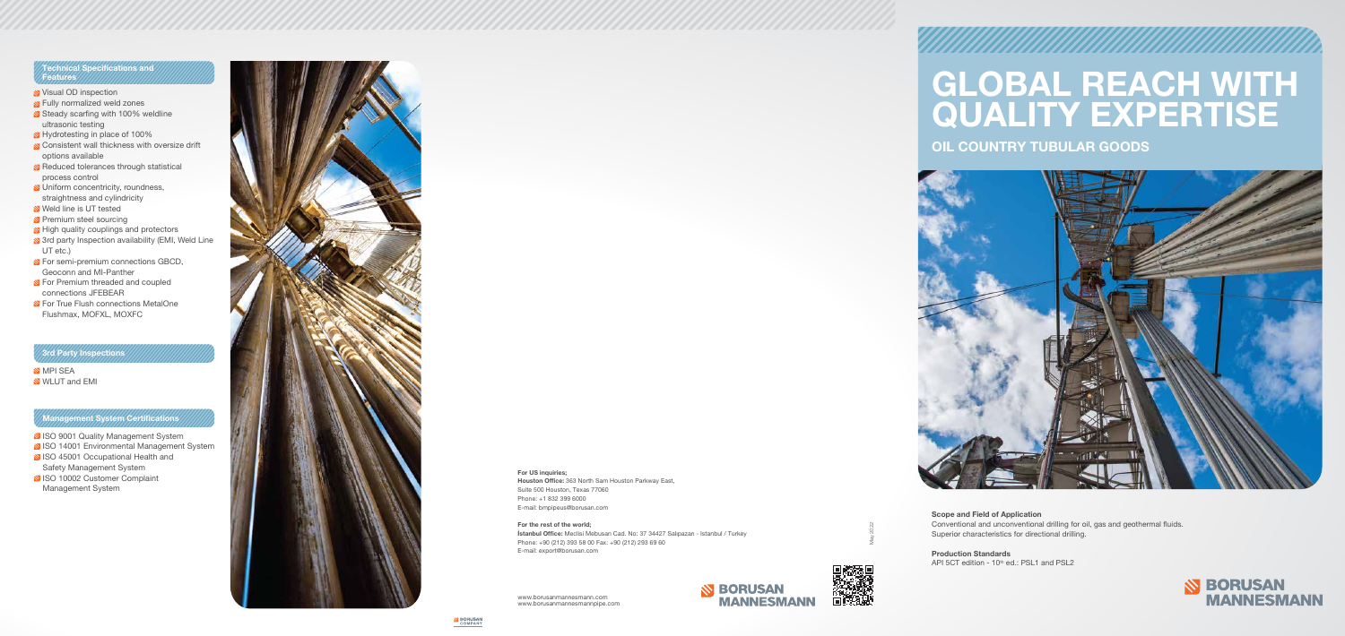## Technical Specifications and Features

- Visual OD inspection
- Fully normalized weld zones
- Steady scarfing with 100% weldline ultrasonic testing
- Hydrotesting in place of 100%
- Consistent wall thickness with oversize drift options available
- Reduced tolerances through statistical process control
- Uniform concentricity, roundness, straightness and cylindricity
- Weld line is UT tested
- Premium steel sourcing
- High quality couplings and protectors
- 3rd party Inspection availability (EMI, Weld Line UT etc.)
- For semi-premium connections GBCD, Geoconn and MI-Panther
- For Premium threaded and coupled connections JFEBEAR
- For True Flush connections MetalOne Flushmax, MOFXL, MOXFC

## 3rd Party Inspections

- MPI SEA
- WLUT and EMI

## Management System Certifications

- ISO 9001 Quality Management System
- ISO 14001 Environmental Management System
- ISO 45001 Occupational Health and Safety Management System
- ISO 10002 Customer Complaint Management System

**For US inquiries;**
**Houston Office:** 363 North Sam Houston Parkway East, Suite 500 Houston, Texas 77060
Phone: +1 832 399 6000
E-mail: bmpipeus@borusan.com

**For the rest of the world;**
**İstanbul Office:** Meclisi Mebusan Cad. No: 37 34427 Salıpazarı - Istanbul / Turkey
Phone: +90 (212) 393 58 00 Fax: +90 (212) 293 69 60
E-mail: export@borusan.com

www.borusanmannesmann.com
www.borusanmannesmannpipe.com

BORUSAN MANNESMANN

May 2022

# GLOBAL REACH WITH QUALITY EXPERTISE

## OIL COUNTRY TUBULAR GOODS

**Scope and Field of Application**
Conventional and unconventional drilling for oil, gas and geothermal fluids.
Superior characteristics for directional drilling.

**Production Standards**
API 5CT edition - 10th ed.: PSL1 and PSL2

BORUSAN MANNESMANN